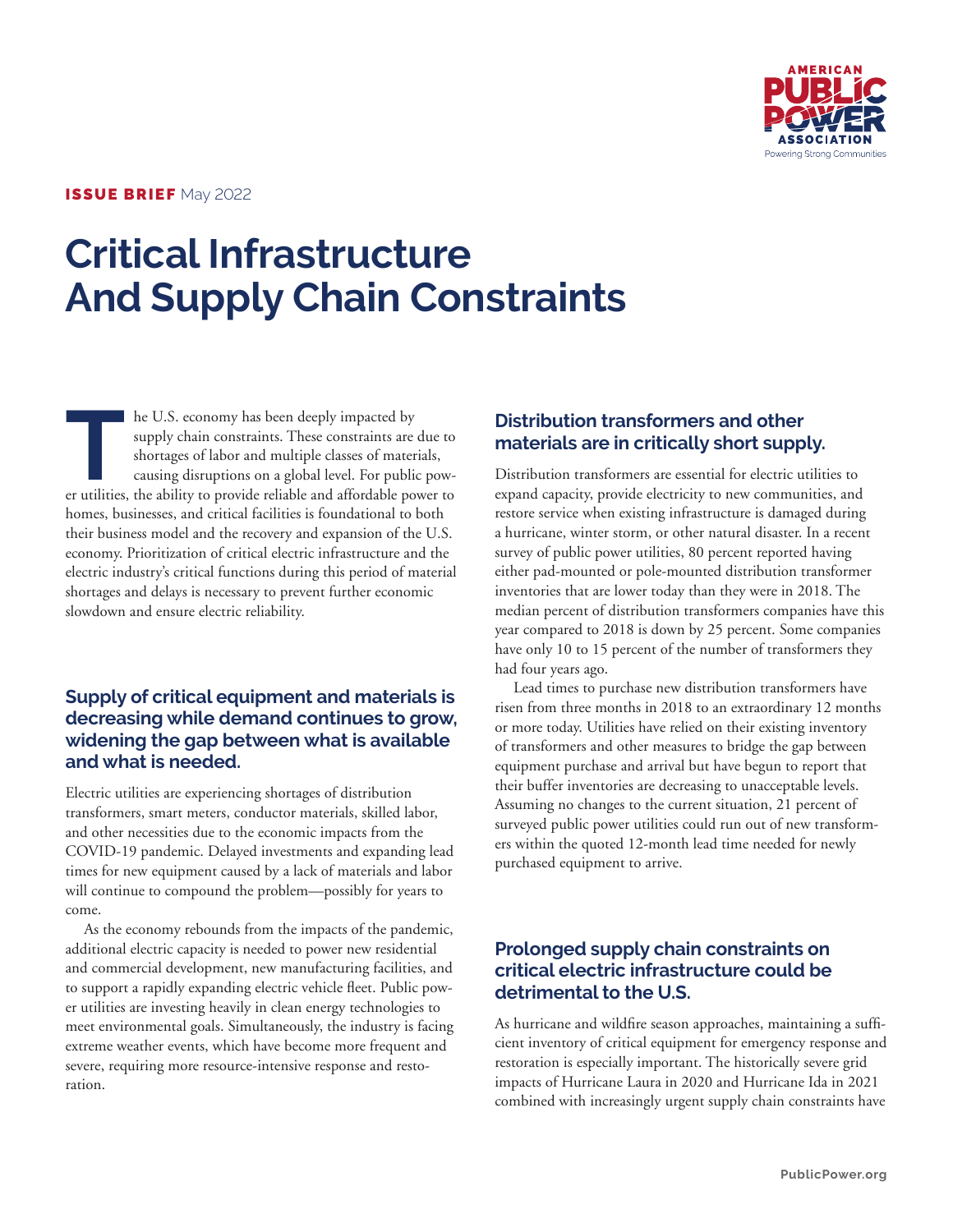**ISSUE BRIEF** May 2022

# Critical Infrastructure And Supply Chain Constraints

The U.S. economy has been deeply impacted by supply chain constraints. These constraints are due to shortages of labor and multiple classes of materials, causing disruptions on a global level. For public power utilities, the ability to provide reliable and affordable power to homes, businesses, and critical facilities is foundational to both their business model and the recovery and expansion of the U.S. economy. Prioritization of critical electric infrastructure and the electric industry's critical functions during this period of material shortages and delays is necessary to prevent further economic slowdown and ensure electric reliability.

## Supply of critical equipment and materials is decreasing while demand continues to grow, widening the gap between what is available and what is needed.

Electric utilities are experiencing shortages of distribution transformers, smart meters, conductor materials, skilled labor, and other necessities due to the economic impacts from the COVID-19 pandemic. Delayed investments and expanding lead times for new equipment caused by a lack of materials and labor will continue to compound the problem—possibly for years to come.

As the economy rebounds from the impacts of the pandemic, additional electric capacity is needed to power new residential and commercial development, new manufacturing facilities, and to support a rapidly expanding electric vehicle fleet. Public power utilities are investing heavily in clean energy technologies to meet environmental goals. Simultaneously, the industry is facing extreme weather events, which have become more frequent and severe, requiring more resource-intensive response and restoration.

## Distribution transformers and other materials are in critically short supply.

Distribution transformers are essential for electric utilities to expand capacity, provide electricity to new communities, and restore service when existing infrastructure is damaged during a hurricane, winter storm, or other natural disaster. In a recent survey of public power utilities, 80 percent reported having either pad-mounted or pole-mounted distribution transformer inventories that are lower today than they were in 2018. The median percent of distribution transformers companies have this year compared to 2018 is down by 25 percent. Some companies have only 10 to 15 percent of the number of transformers they had four years ago.

Lead times to purchase new distribution transformers have risen from three months in 2018 to an extraordinary 12 months or more today. Utilities have relied on their existing inventory of transformers and other measures to bridge the gap between equipment purchase and arrival but have begun to report that their buffer inventories are decreasing to unacceptable levels. Assuming no changes to the current situation, 21 percent of surveyed public power utilities could run out of new transformers within the quoted 12-month lead time needed for newly purchased equipment to arrive.

## Prolonged supply chain constraints on critical electric infrastructure could be detrimental to the U.S.

As hurricane and wildfire season approaches, maintaining a sufficient inventory of critical equipment for emergency response and restoration is especially important. The historically severe grid impacts of Hurricane Laura in 2020 and Hurricane Ida in 2021 combined with increasingly urgent supply chain constraints have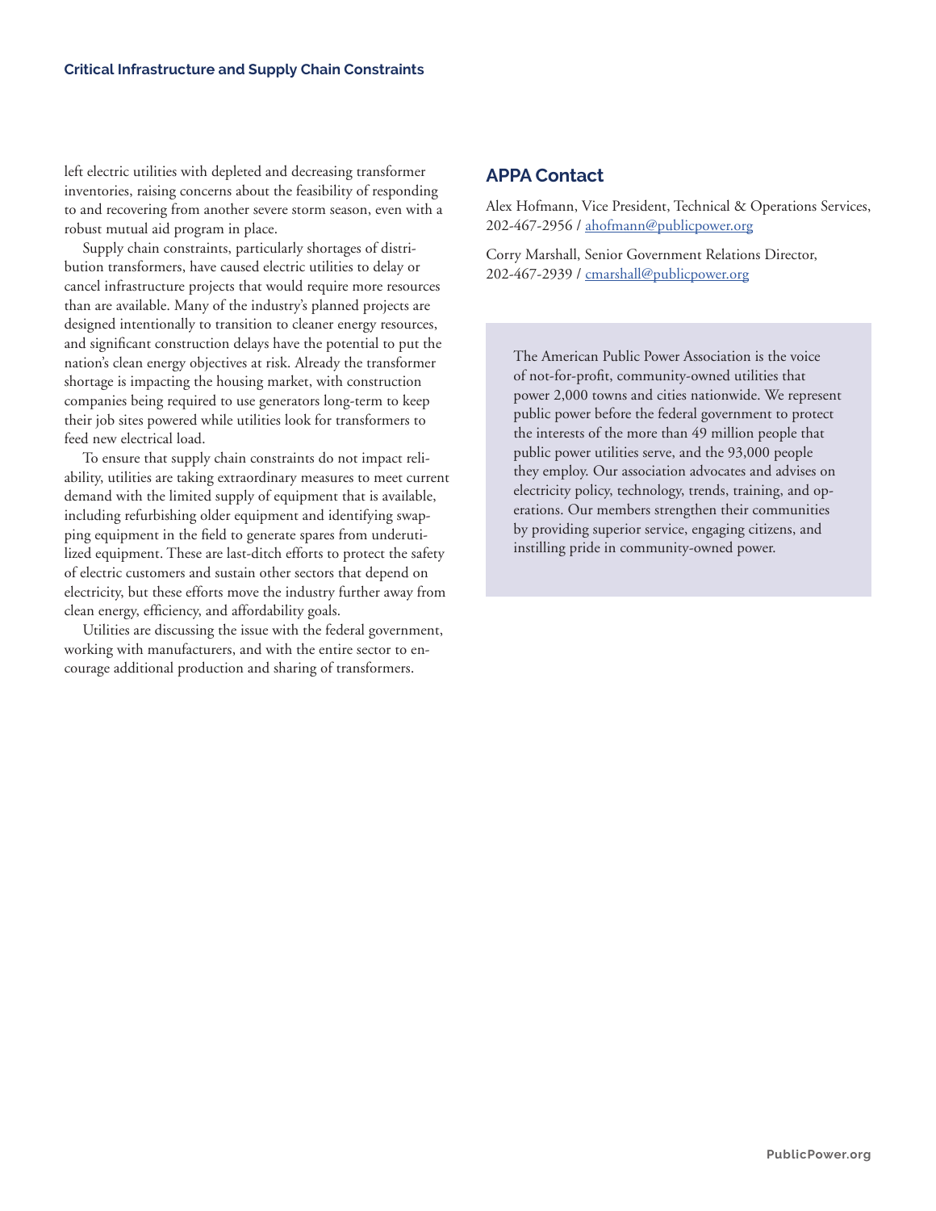left electric utilities with depleted and decreasing transformer inventories, raising concerns about the feasibility of responding to and recovering from another severe storm season, even with a robust mutual aid program in place.

Supply chain constraints, particularly shortages of distribution transformers, have caused electric utilities to delay or cancel infrastructure projects that would require more resources than are available. Many of the industry's planned projects are designed intentionally to transition to cleaner energy resources, and significant construction delays have the potential to put the nation's clean energy objectives at risk. Already the transformer shortage is impacting the housing market, with construction companies being required to use generators long-term to keep their job sites powered while utilities look for transformers to feed new electrical load.

To ensure that supply chain constraints do not impact reliability, utilities are taking extraordinary measures to meet current demand with the limited supply of equipment that is available, including refurbishing older equipment and identifying swapping equipment in the field to generate spares from underutilized equipment. These are last-ditch efforts to protect the safety of electric customers and sustain other sectors that depend on electricity, but these efforts move the industry further away from clean energy, efficiency, and affordability goals.

Utilities are discussing the issue with the federal government, working with manufacturers, and with the entire sector to encourage additional production and sharing of transformers.

## APPA Contact

Alex Hofmann, Vice President, Technical & Operations Services, 202-467-2956 / ahofmann@publicpower.org

Corry Marshall, Senior Government Relations Director, 202-467-2939 / cmarshall@publicpower.org

The American Public Power Association is the voice of not-for-profit, community-owned utilities that power 2,000 towns and cities nationwide. We represent public power before the federal government to protect the interests of the more than 49 million people that public power utilities serve, and the 93,000 people they employ. Our association advocates and advises on electricity policy, technology, trends, training, and operations. Our members strengthen their communities by providing superior service, engaging citizens, and instilling pride in community-owned power.